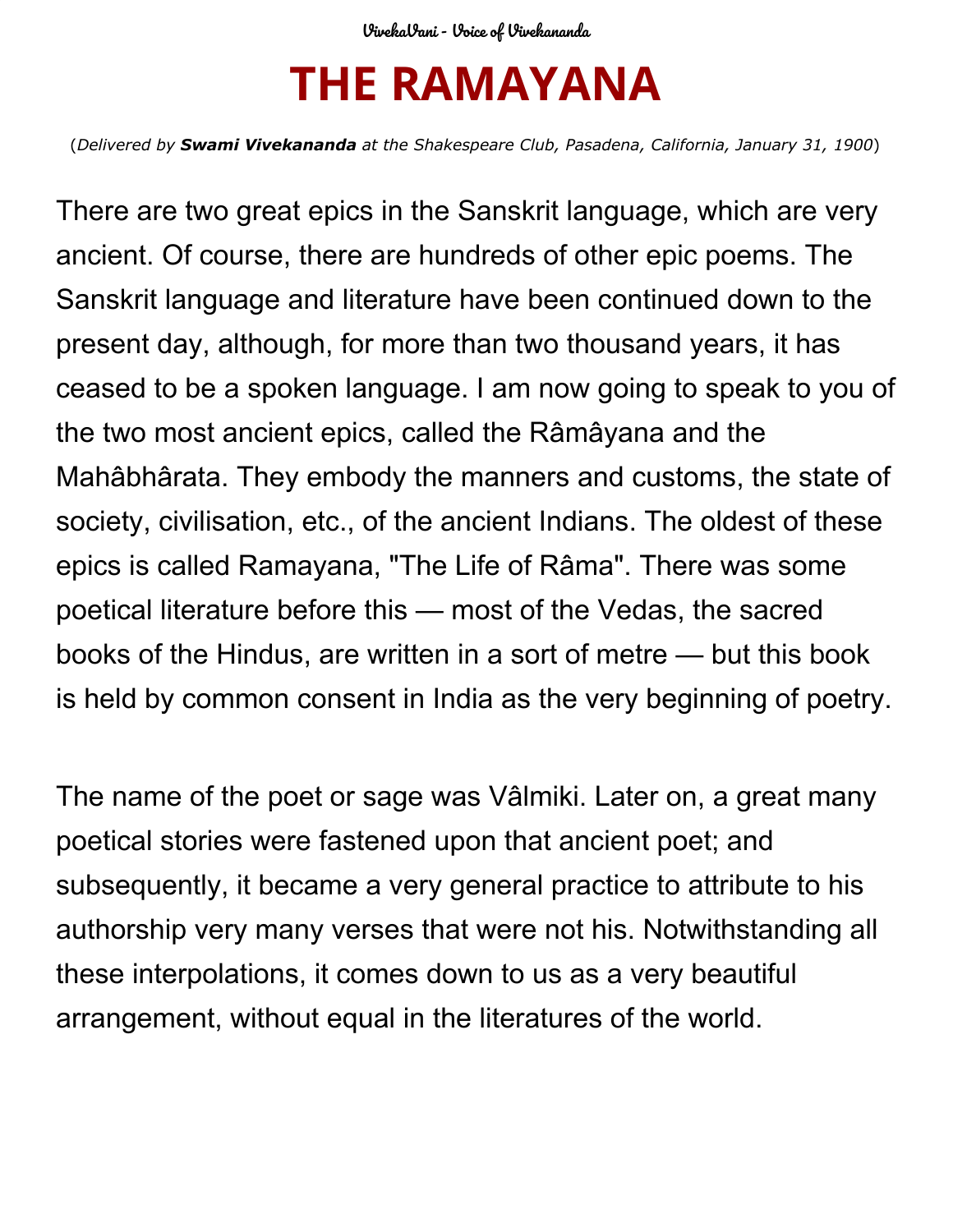# THE RAMAYANA

(*Delivered by **Swami Vivekananda** at the Shakespeare Club, Pasadena, California, January 31, 1900*)

There are two great epics in the Sanskrit language, which are very ancient. Of course, there are hundreds of other epic poems. The Sanskrit language and literature have been continued down to the present day, although, for more than two thousand years, it has ceased to be a spoken language. I am now going to speak to you of the two most ancient epics, called the Râmâyana and the Mahâbhârata. They embody the manners and customs, the state of society, civilisation, etc., of the ancient Indians. The oldest of these epics is called Ramayana, "The Life of Râma". There was some poetical literature before this — most of the Vedas, the sacred books of the Hindus, are written in a sort of metre — but this book is held by common consent in India as the very beginning of poetry.

The name of the poet or sage was Vâlmiki. Later on, a great many poetical stories were fastened upon that ancient poet; and subsequently, it became a very general practice to attribute to his authorship very many verses that were not his. Notwithstanding all these interpolations, it comes down to us as a very beautiful arrangement, without equal in the literatures of the world.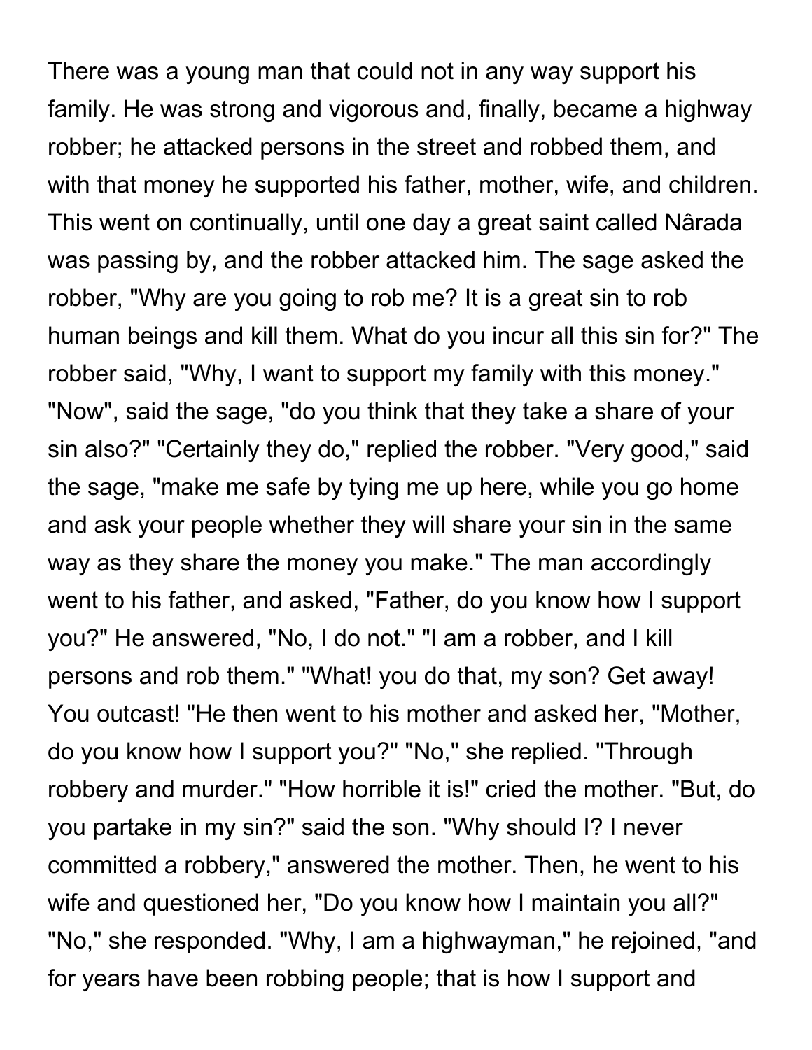There was a young man that could not in any way support his family. He was strong and vigorous and, finally, became a highway robber; he attacked persons in the street and robbed them, and with that money he supported his father, mother, wife, and children. This went on continually, until one day a great saint called Nârada was passing by, and the robber attacked him. The sage asked the robber, "Why are you going to rob me? It is a great sin to rob human beings and kill them. What do you incur all this sin for?" The robber said, "Why, I want to support my family with this money." "Now", said the sage, "do you think that they take a share of your sin also?" "Certainly they do," replied the robber. "Very good," said the sage, "make me safe by tying me up here, while you go home and ask your people whether they will share your sin in the same way as they share the money you make." The man accordingly went to his father, and asked, "Father, do you know how I support you?" He answered, "No, I do not." "I am a robber, and I kill persons and rob them." "What! you do that, my son? Get away! You outcast! "He then went to his mother and asked her, "Mother, do you know how I support you?" "No," she replied. "Through robbery and murder." "How horrible it is!" cried the mother. "But, do you partake in my sin?" said the son. "Why should I? I never committed a robbery," answered the mother. Then, he went to his wife and questioned her, "Do you know how I maintain you all?" "No," she responded. "Why, I am a highwayman," he rejoined, "and for years have been robbing people; that is how I support and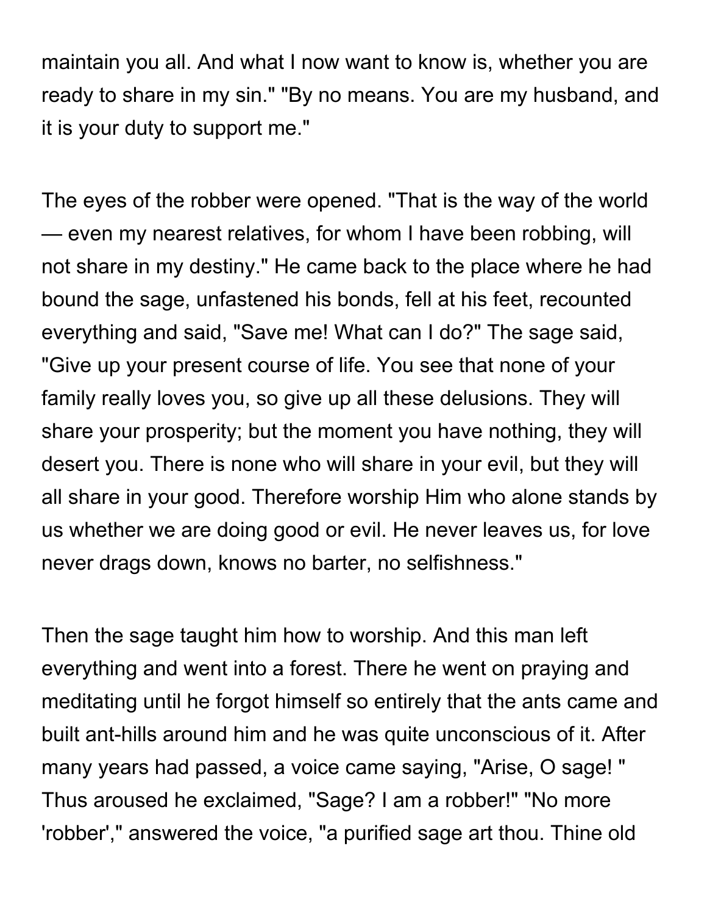maintain you all. And what I now want to know is, whether you are ready to share in my sin." "By no means. You are my husband, and it is your duty to support me."

The eyes of the robber were opened. "That is the way of the world — even my nearest relatives, for whom I have been robbing, will not share in my destiny." He came back to the place where he had bound the sage, unfastened his bonds, fell at his feet, recounted everything and said, "Save me! What can I do?" The sage said, "Give up your present course of life. You see that none of your family really loves you, so give up all these delusions. They will share your prosperity; but the moment you have nothing, they will desert you. There is none who will share in your evil, but they will all share in your good. Therefore worship Him who alone stands by us whether we are doing good or evil. He never leaves us, for love never drags down, knows no barter, no selfishness."

Then the sage taught him how to worship. And this man left everything and went into a forest. There he went on praying and meditating until he forgot himself so entirely that the ants came and built ant-hills around him and he was quite unconscious of it. After many years had passed, a voice came saying, "Arise, O sage! " Thus aroused he exclaimed, "Sage? I am a robber!" "No more 'robber'," answered the voice, "a purified sage art thou. Thine old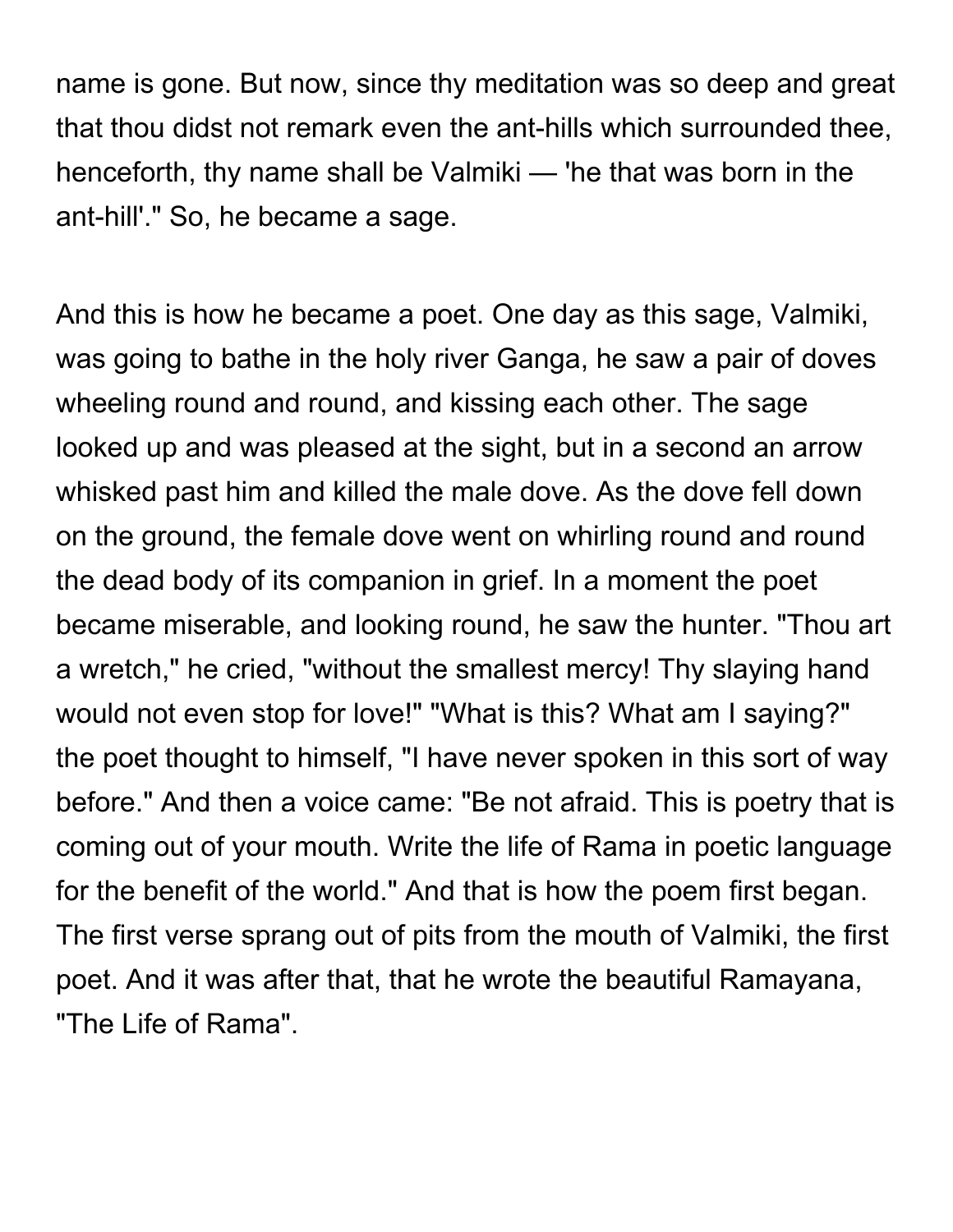name is gone. But now, since thy meditation was so deep and great that thou didst not remark even the ant-hills which surrounded thee, henceforth, thy name shall be Valmiki — 'he that was born in the ant-hill'." So, he became a sage.

And this is how he became a poet. One day as this sage, Valmiki, was going to bathe in the holy river Ganga, he saw a pair of doves wheeling round and round, and kissing each other. The sage looked up and was pleased at the sight, but in a second an arrow whisked past him and killed the male dove. As the dove fell down on the ground, the female dove went on whirling round and round the dead body of its companion in grief. In a moment the poet became miserable, and looking round, he saw the hunter. "Thou art a wretch," he cried, "without the smallest mercy! Thy slaying hand would not even stop for love!" "What is this? What am I saying?" the poet thought to himself, "I have never spoken in this sort of way before." And then a voice came: "Be not afraid. This is poetry that is coming out of your mouth. Write the life of Rama in poetic language for the benefit of the world." And that is how the poem first began. The first verse sprang out of pits from the mouth of Valmiki, the first poet. And it was after that, that he wrote the beautiful Ramayana, "The Life of Rama".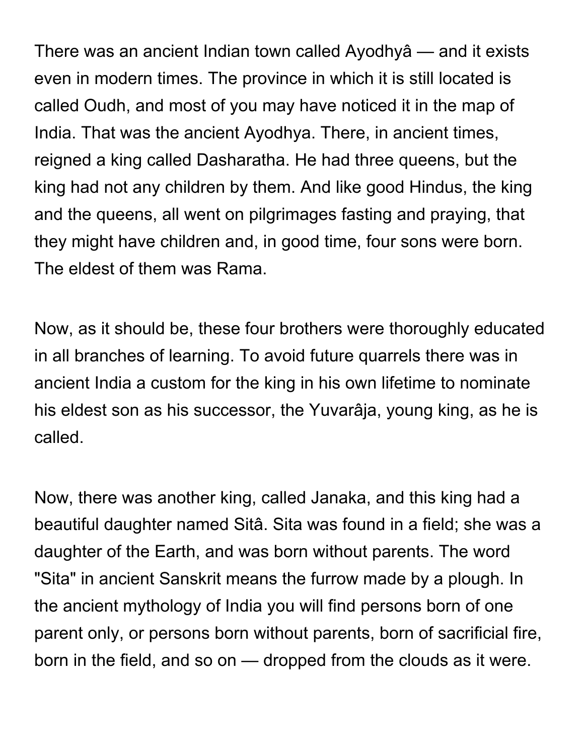There was an ancient Indian town called Ayodhyâ — and it exists even in modern times. The province in which it is still located is called Oudh, and most of you may have noticed it in the map of India. That was the ancient Ayodhya. There, in ancient times, reigned a king called Dasharatha. He had three queens, but the king had not any children by them. And like good Hindus, the king and the queens, all went on pilgrimages fasting and praying, that they might have children and, in good time, four sons were born. The eldest of them was Rama.

Now, as it should be, these four brothers were thoroughly educated in all branches of learning. To avoid future quarrels there was in ancient India a custom for the king in his own lifetime to nominate his eldest son as his successor, the Yuvarâja, young king, as he is called.

Now, there was another king, called Janaka, and this king had a beautiful daughter named Sitâ. Sita was found in a field; she was a daughter of the Earth, and was born without parents. The word "Sita" in ancient Sanskrit means the furrow made by a plough. In the ancient mythology of India you will find persons born of one parent only, or persons born without parents, born of sacrificial fire, born in the field, and so on — dropped from the clouds as it were.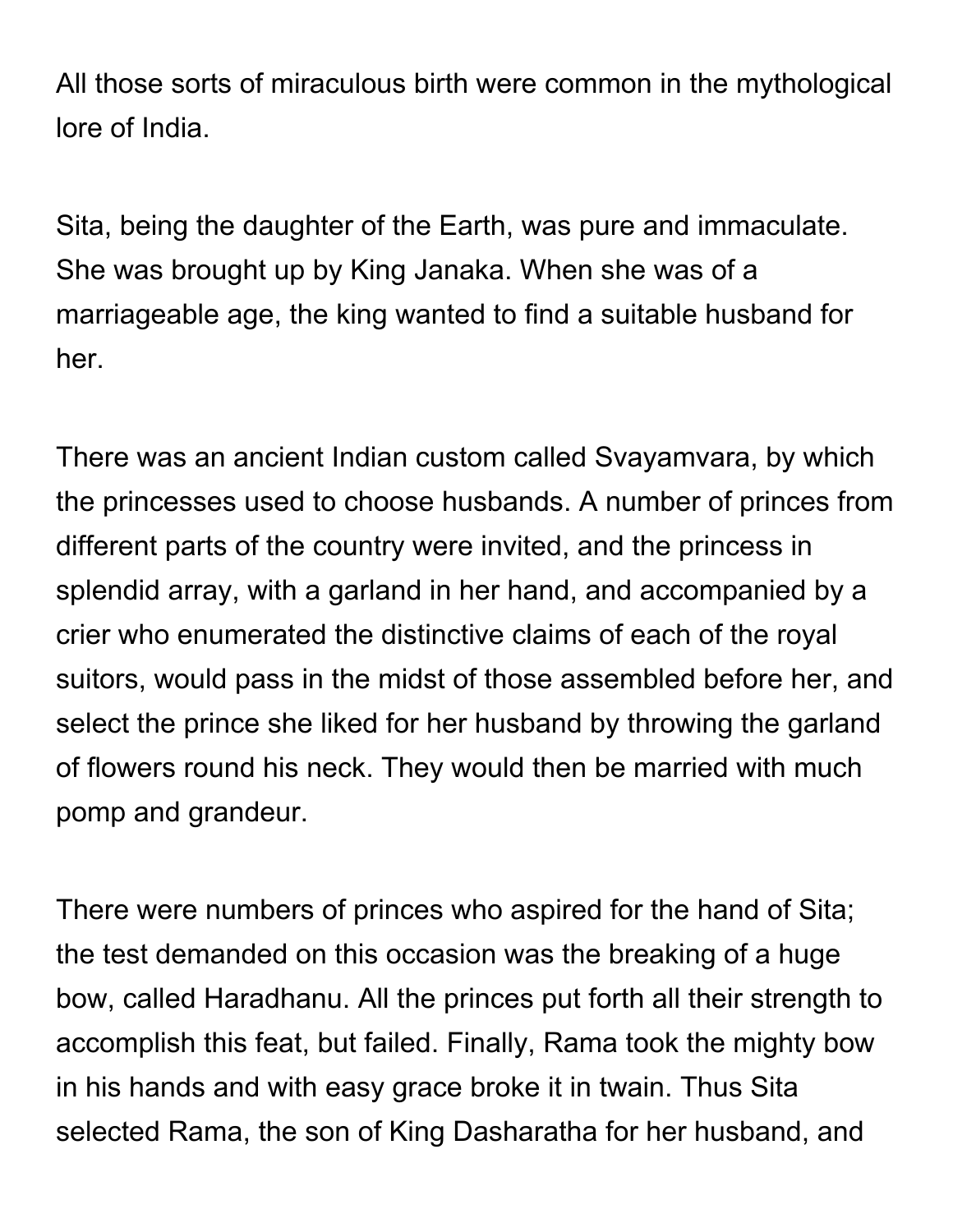All those sorts of miraculous birth were common in the mythological lore of India.

Sita, being the daughter of the Earth, was pure and immaculate. She was brought up by King Janaka. When she was of a marriageable age, the king wanted to find a suitable husband for her.

There was an ancient Indian custom called Svayamvara, by which the princesses used to choose husbands. A number of princes from different parts of the country were invited, and the princess in splendid array, with a garland in her hand, and accompanied by a crier who enumerated the distinctive claims of each of the royal suitors, would pass in the midst of those assembled before her, and select the prince she liked for her husband by throwing the garland of flowers round his neck. They would then be married with much pomp and grandeur.

There were numbers of princes who aspired for the hand of Sita; the test demanded on this occasion was the breaking of a huge bow, called Haradhanu. All the princes put forth all their strength to accomplish this feat, but failed. Finally, Rama took the mighty bow in his hands and with easy grace broke it in twain. Thus Sita selected Rama, the son of King Dasharatha for her husband, and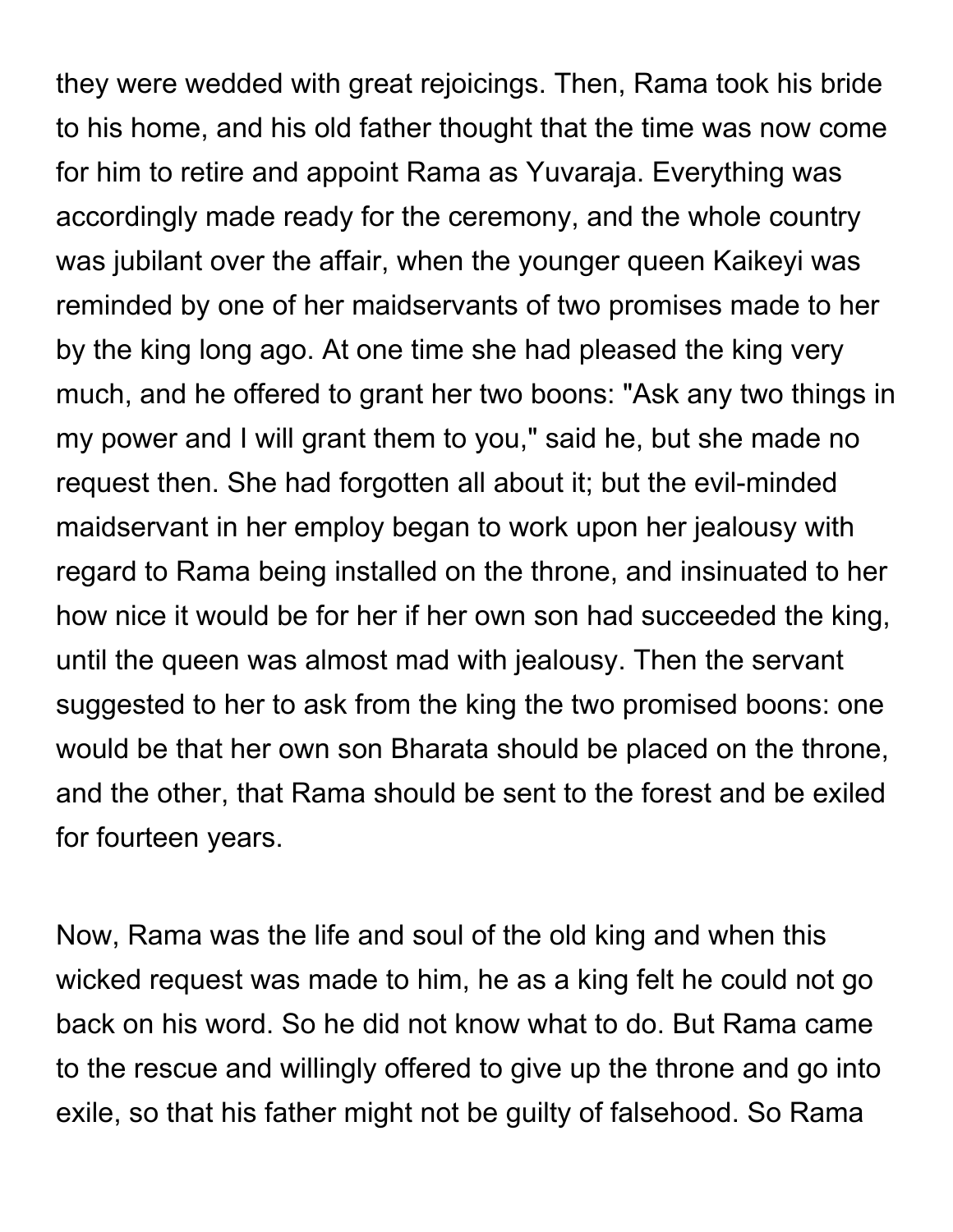they were wedded with great rejoicings. Then, Rama took his bride to his home, and his old father thought that the time was now come for him to retire and appoint Rama as Yuvaraja. Everything was accordingly made ready for the ceremony, and the whole country was jubilant over the affair, when the younger queen Kaikeyi was reminded by one of her maidservants of two promises made to her by the king long ago. At one time she had pleased the king very much, and he offered to grant her two boons: "Ask any two things in my power and I will grant them to you," said he, but she made no request then. She had forgotten all about it; but the evil-minded maidservant in her employ began to work upon her jealousy with regard to Rama being installed on the throne, and insinuated to her how nice it would be for her if her own son had succeeded the king, until the queen was almost mad with jealousy. Then the servant suggested to her to ask from the king the two promised boons: one would be that her own son Bharata should be placed on the throne, and the other, that Rama should be sent to the forest and be exiled for fourteen years.

Now, Rama was the life and soul of the old king and when this wicked request was made to him, he as a king felt he could not go back on his word. So he did not know what to do. But Rama came to the rescue and willingly offered to give up the throne and go into exile, so that his father might not be guilty of falsehood. So Rama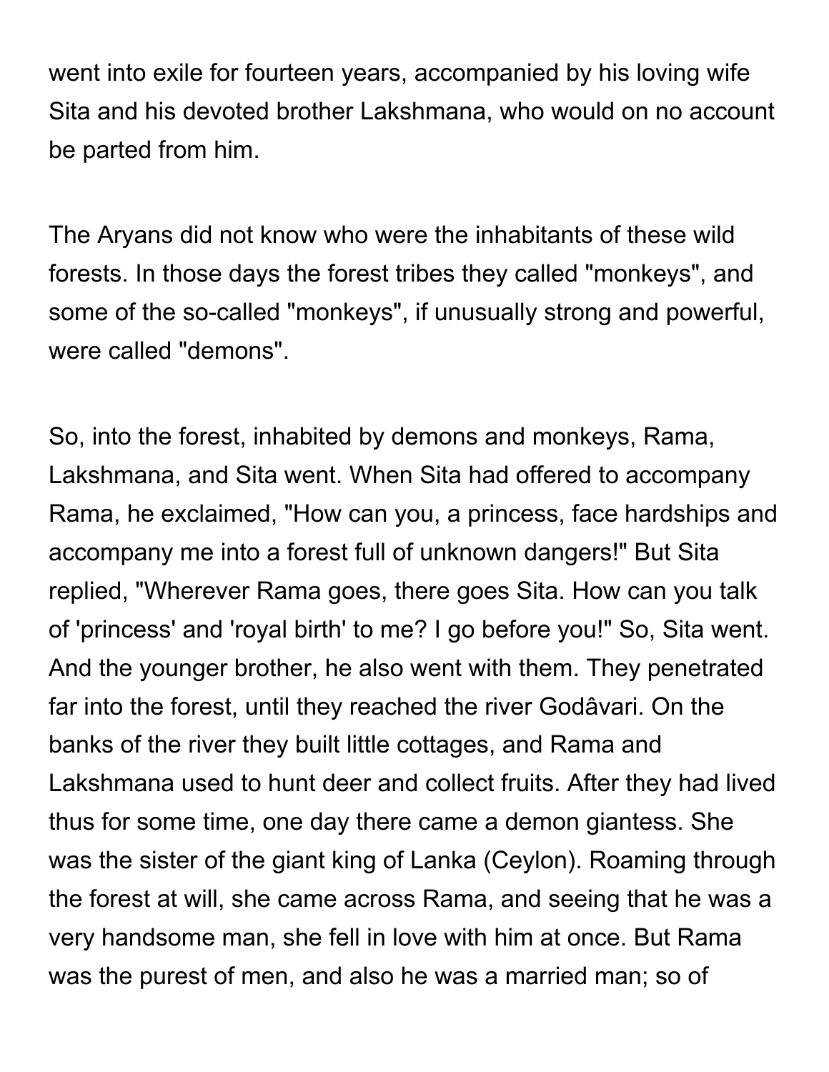went into exile for fourteen years, accompanied by his loving wife Sita and his devoted brother Lakshmana, who would on no account be parted from him.

The Aryans did not know who were the inhabitants of these wild forests. In those days the forest tribes they called "monkeys", and some of the so-called "monkeys", if unusually strong and powerful, were called "demons".

So, into the forest, inhabited by demons and monkeys, Rama, Lakshmana, and Sita went. When Sita had offered to accompany Rama, he exclaimed, "How can you, a princess, face hardships and accompany me into a forest full of unknown dangers!" But Sita replied, "Wherever Rama goes, there goes Sita. How can you talk of 'princess' and 'royal birth' to me? I go before you!" So, Sita went. And the younger brother, he also went with them. They penetrated far into the forest, until they reached the river Godâvari. On the banks of the river they built little cottages, and Rama and Lakshmana used to hunt deer and collect fruits. After they had lived thus for some time, one day there came a demon giantess. She was the sister of the giant king of Lanka (Ceylon). Roaming through the forest at will, she came across Rama, and seeing that he was a very handsome man, she fell in love with him at once. But Rama was the purest of men, and also he was a married man; so of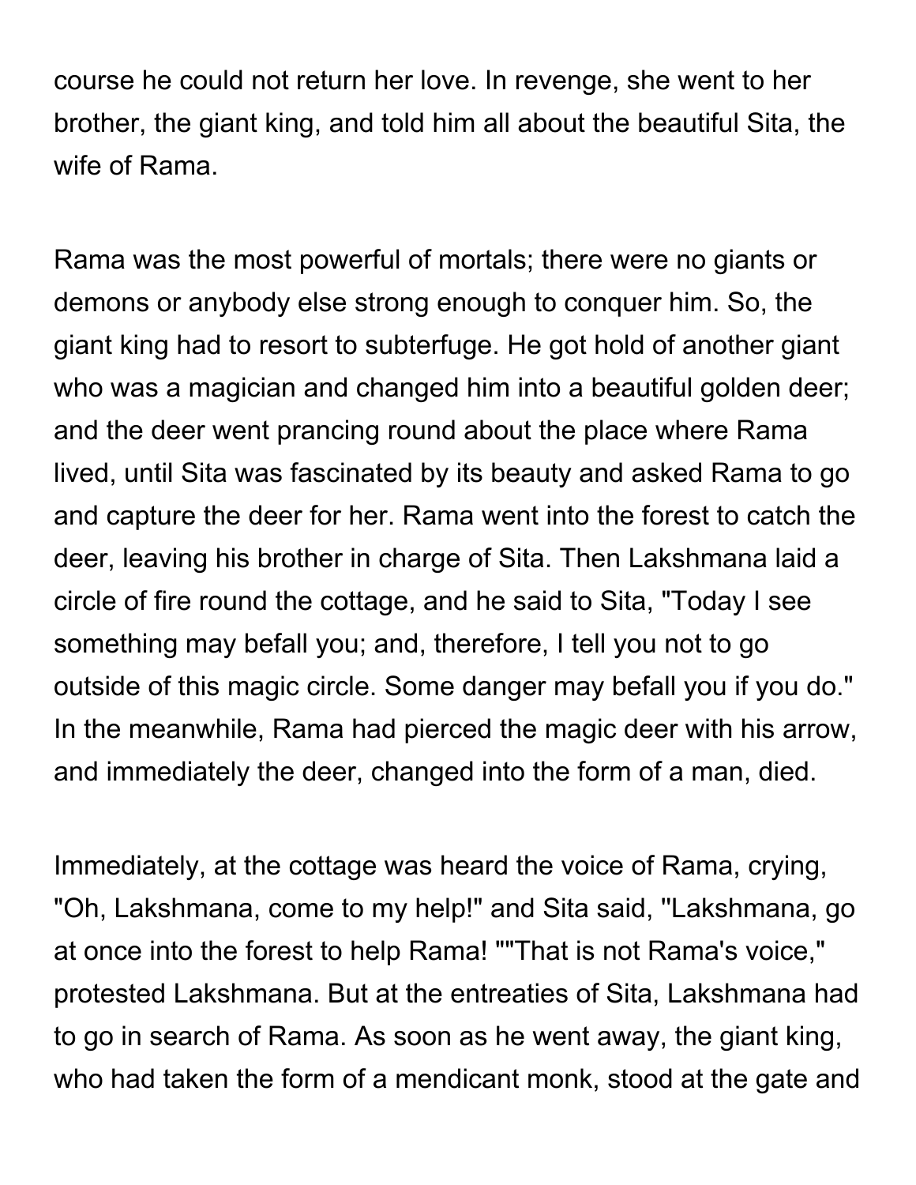course he could not return her love. In revenge, she went to her brother, the giant king, and told him all about the beautiful Sita, the wife of Rama.

Rama was the most powerful of mortals; there were no giants or demons or anybody else strong enough to conquer him. So, the giant king had to resort to subterfuge. He got hold of another giant who was a magician and changed him into a beautiful golden deer; and the deer went prancing round about the place where Rama lived, until Sita was fascinated by its beauty and asked Rama to go and capture the deer for her. Rama went into the forest to catch the deer, leaving his brother in charge of Sita. Then Lakshmana laid a circle of fire round the cottage, and he said to Sita, "Today I see something may befall you; and, therefore, I tell you not to go outside of this magic circle. Some danger may befall you if you do." In the meanwhile, Rama had pierced the magic deer with his arrow, and immediately the deer, changed into the form of a man, died.

Immediately, at the cottage was heard the voice of Rama, crying, "Oh, Lakshmana, come to my help!" and Sita said, "Lakshmana, go at once into the forest to help Rama! ""That is not Rama's voice," protested Lakshmana. But at the entreaties of Sita, Lakshmana had to go in search of Rama. As soon as he went away, the giant king, who had taken the form of a mendicant monk, stood at the gate and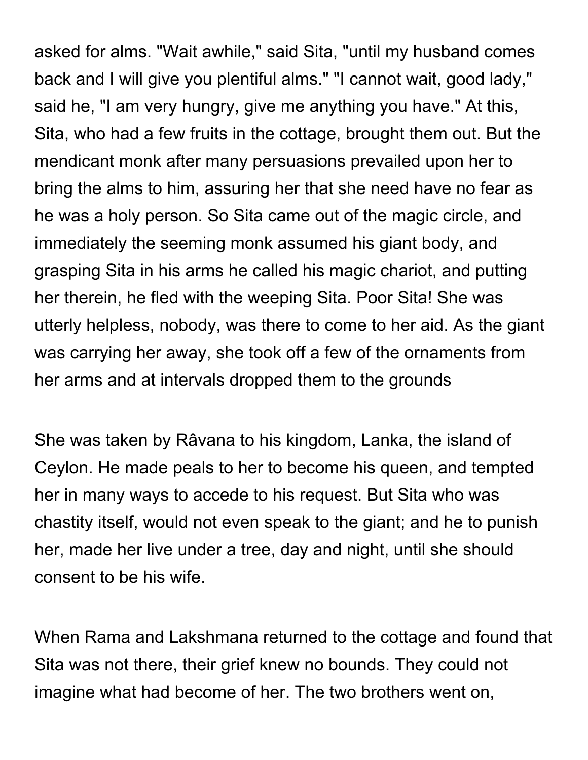asked for alms. "Wait awhile," said Sita, "until my husband comes back and I will give you plentiful alms." "I cannot wait, good lady," said he, "I am very hungry, give me anything you have." At this, Sita, who had a few fruits in the cottage, brought them out. But the mendicant monk after many persuasions prevailed upon her to bring the alms to him, assuring her that she need have no fear as he was a holy person. So Sita came out of the magic circle, and immediately the seeming monk assumed his giant body, and grasping Sita in his arms he called his magic chariot, and putting her therein, he fled with the weeping Sita. Poor Sita! She was utterly helpless, nobody, was there to come to her aid. As the giant was carrying her away, she took off a few of the ornaments from her arms and at intervals dropped them to the grounds

She was taken by Râvana to his kingdom, Lanka, the island of Ceylon. He made peals to her to become his queen, and tempted her in many ways to accede to his request. But Sita who was chastity itself, would not even speak to the giant; and he to punish her, made her live under a tree, day and night, until she should consent to be his wife.

When Rama and Lakshmana returned to the cottage and found that Sita was not there, their grief knew no bounds. They could not imagine what had become of her. The two brothers went on,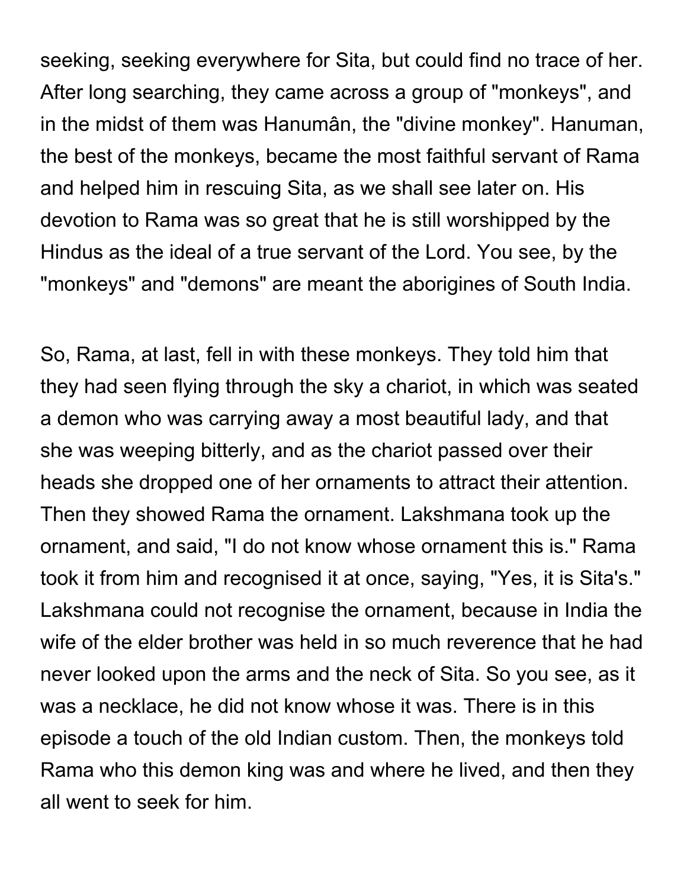seeking, seeking everywhere for Sita, but could find no trace of her. After long searching, they came across a group of "monkeys", and in the midst of them was Hanumân, the "divine monkey". Hanuman, the best of the monkeys, became the most faithful servant of Rama and helped him in rescuing Sita, as we shall see later on. His devotion to Rama was so great that he is still worshipped by the Hindus as the ideal of a true servant of the Lord. You see, by the "monkeys" and "demons" are meant the aborigines of South India.

So, Rama, at last, fell in with these monkeys. They told him that they had seen flying through the sky a chariot, in which was seated a demon who was carrying away a most beautiful lady, and that she was weeping bitterly, and as the chariot passed over their heads she dropped one of her ornaments to attract their attention. Then they showed Rama the ornament. Lakshmana took up the ornament, and said, "I do not know whose ornament this is." Rama took it from him and recognised it at once, saying, "Yes, it is Sita's." Lakshmana could not recognise the ornament, because in India the wife of the elder brother was held in so much reverence that he had never looked upon the arms and the neck of Sita. So you see, as it was a necklace, he did not know whose it was. There is in this episode a touch of the old Indian custom. Then, the monkeys told Rama who this demon king was and where he lived, and then they all went to seek for him.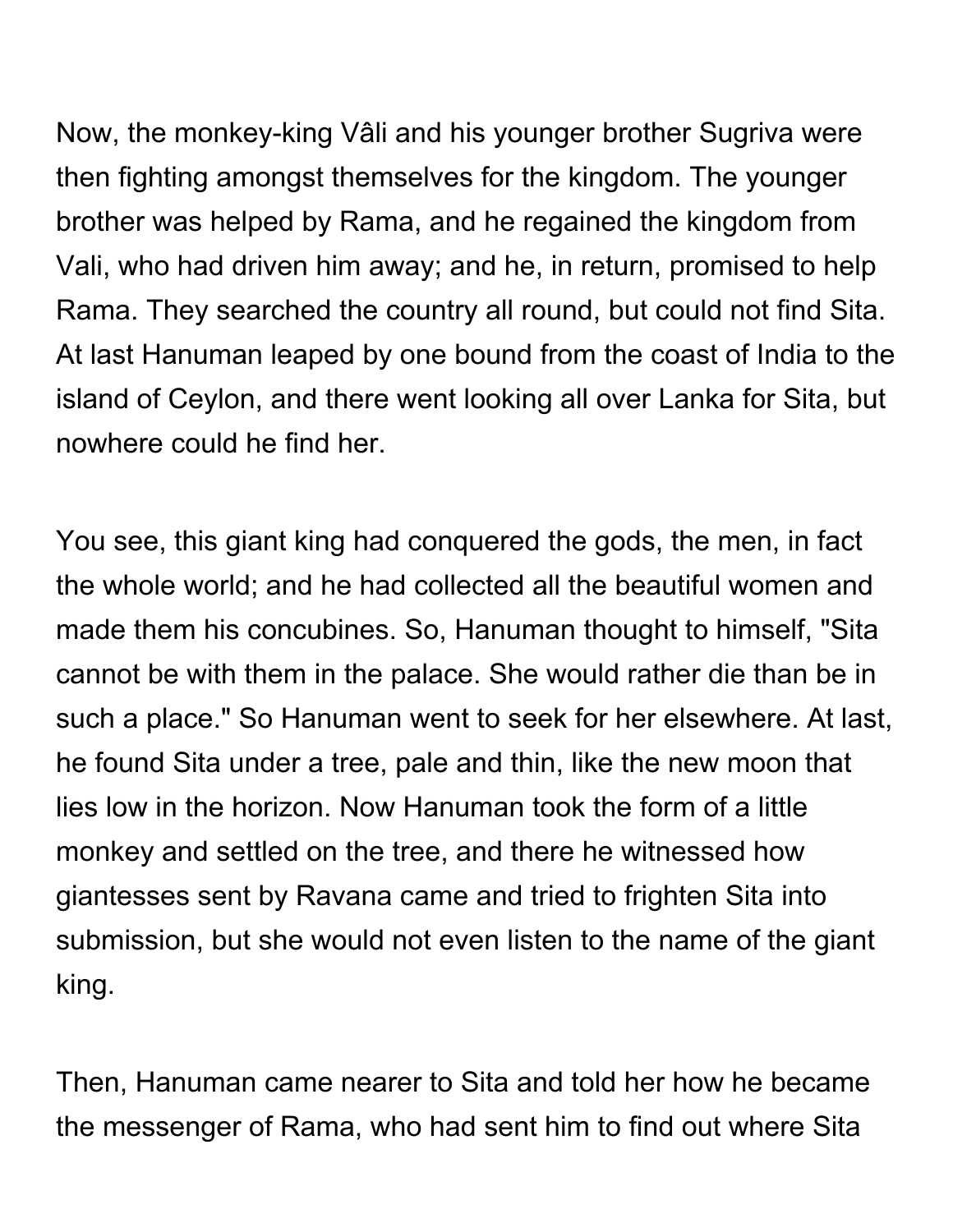Now, the monkey-king Vâli and his younger brother Sugriva were then fighting amongst themselves for the kingdom. The younger brother was helped by Rama, and he regained the kingdom from Vali, who had driven him away; and he, in return, promised to help Rama. They searched the country all round, but could not find Sita. At last Hanuman leaped by one bound from the coast of India to the island of Ceylon, and there went looking all over Lanka for Sita, but nowhere could he find her.

You see, this giant king had conquered the gods, the men, in fact the whole world; and he had collected all the beautiful women and made them his concubines. So, Hanuman thought to himself, "Sita cannot be with them in the palace. She would rather die than be in such a place." So Hanuman went to seek for her elsewhere. At last, he found Sita under a tree, pale and thin, like the new moon that lies low in the horizon. Now Hanuman took the form of a little monkey and settled on the tree, and there he witnessed how giantesses sent by Ravana came and tried to frighten Sita into submission, but she would not even listen to the name of the giant king.

Then, Hanuman came nearer to Sita and told her how he became the messenger of Rama, who had sent him to find out where Sita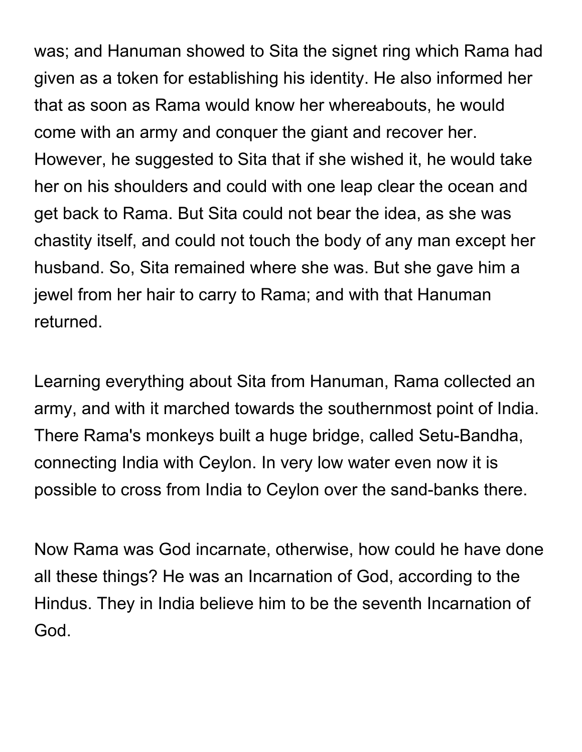was; and Hanuman showed to Sita the signet ring which Rama had given as a token for establishing his identity. He also informed her that as soon as Rama would know her whereabouts, he would come with an army and conquer the giant and recover her. However, he suggested to Sita that if she wished it, he would take her on his shoulders and could with one leap clear the ocean and get back to Rama. But Sita could not bear the idea, as she was chastity itself, and could not touch the body of any man except her husband. So, Sita remained where she was. But she gave him a jewel from her hair to carry to Rama; and with that Hanuman returned.

Learning everything about Sita from Hanuman, Rama collected an army, and with it marched towards the southernmost point of India. There Rama's monkeys built a huge bridge, called Setu-Bandha, connecting India with Ceylon. In very low water even now it is possible to cross from India to Ceylon over the sand-banks there.

Now Rama was God incarnate, otherwise, how could he have done all these things? He was an Incarnation of God, according to the Hindus. They in India believe him to be the seventh Incarnation of God.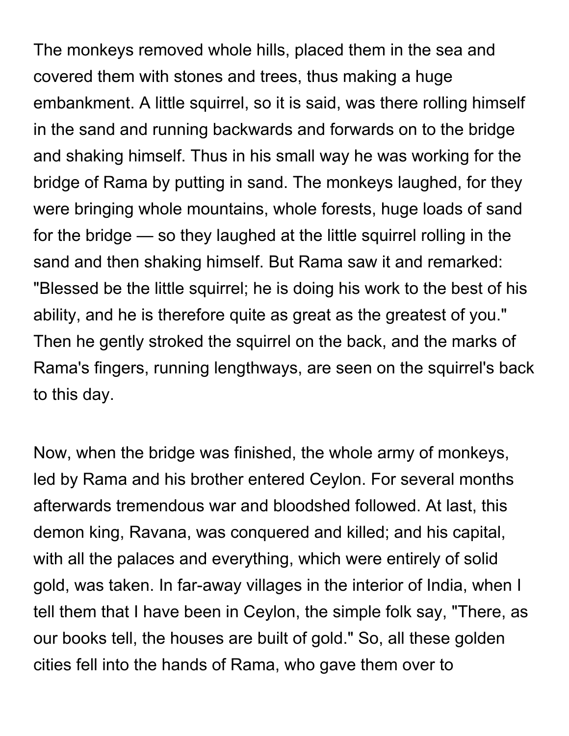The monkeys removed whole hills, placed them in the sea and covered them with stones and trees, thus making a huge embankment. A little squirrel, so it is said, was there rolling himself in the sand and running backwards and forwards on to the bridge and shaking himself. Thus in his small way he was working for the bridge of Rama by putting in sand. The monkeys laughed, for they were bringing whole mountains, whole forests, huge loads of sand for the bridge — so they laughed at the little squirrel rolling in the sand and then shaking himself. But Rama saw it and remarked: "Blessed be the little squirrel; he is doing his work to the best of his ability, and he is therefore quite as great as the greatest of you." Then he gently stroked the squirrel on the back, and the marks of Rama's fingers, running lengthways, are seen on the squirrel's back to this day.

Now, when the bridge was finished, the whole army of monkeys, led by Rama and his brother entered Ceylon. For several months afterwards tremendous war and bloodshed followed. At last, this demon king, Ravana, was conquered and killed; and his capital, with all the palaces and everything, which were entirely of solid gold, was taken. In far-away villages in the interior of India, when I tell them that I have been in Ceylon, the simple folk say, "There, as our books tell, the houses are built of gold." So, all these golden cities fell into the hands of Rama, who gave them over to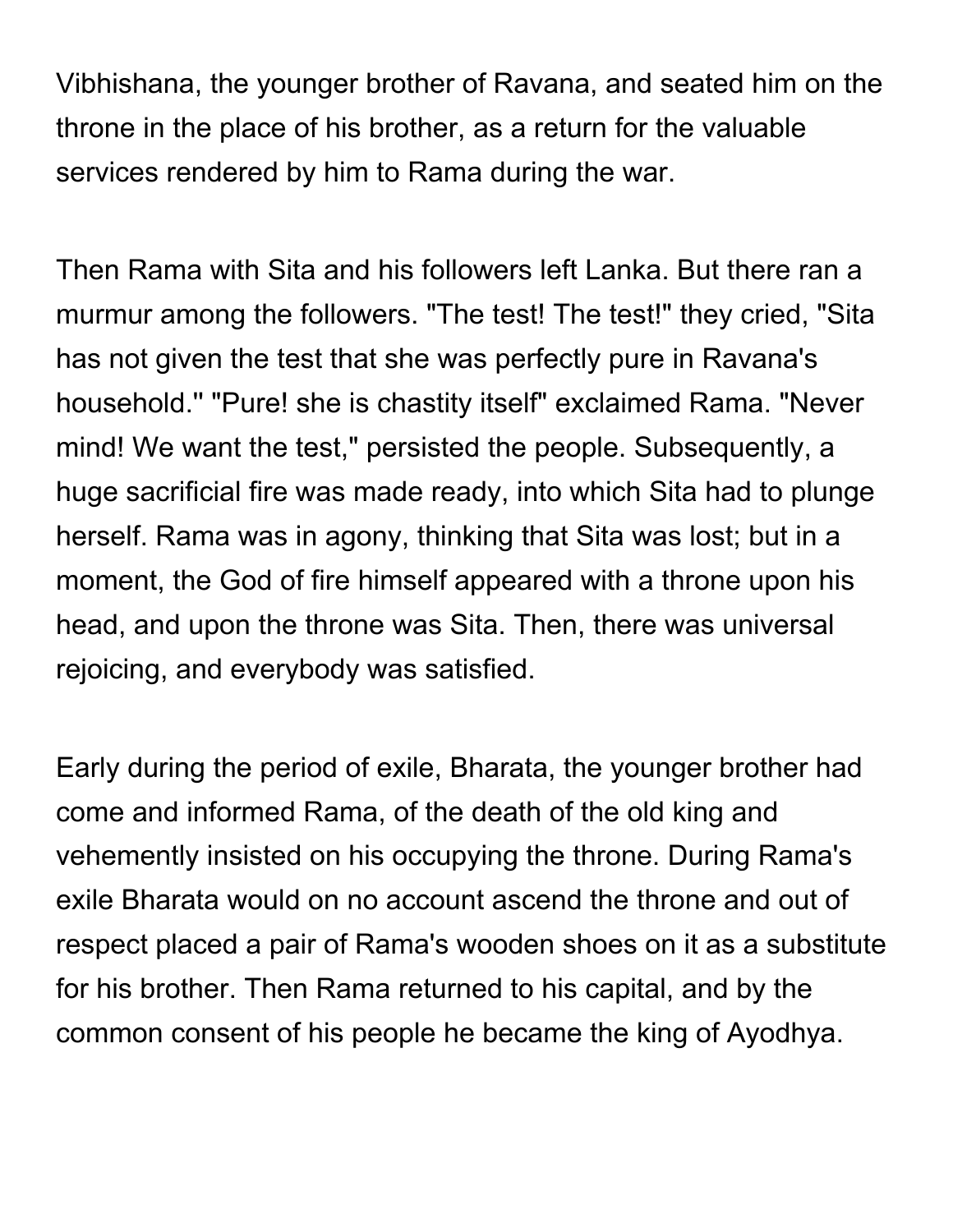Vibhishana, the younger brother of Ravana, and seated him on the throne in the place of his brother, as a return for the valuable services rendered by him to Rama during the war.

Then Rama with Sita and his followers left Lanka. But there ran a murmur among the followers. "The test! The test!" they cried, "Sita has not given the test that she was perfectly pure in Ravana's household." "Pure! she is chastity itself" exclaimed Rama. "Never mind! We want the test," persisted the people. Subsequently, a huge sacrificial fire was made ready, into which Sita had to plunge herself. Rama was in agony, thinking that Sita was lost; but in a moment, the God of fire himself appeared with a throne upon his head, and upon the throne was Sita. Then, there was universal rejoicing, and everybody was satisfied.

Early during the period of exile, Bharata, the younger brother had come and informed Rama, of the death of the old king and vehemently insisted on his occupying the throne. During Rama's exile Bharata would on no account ascend the throne and out of respect placed a pair of Rama's wooden shoes on it as a substitute for his brother. Then Rama returned to his capital, and by the common consent of his people he became the king of Ayodhya.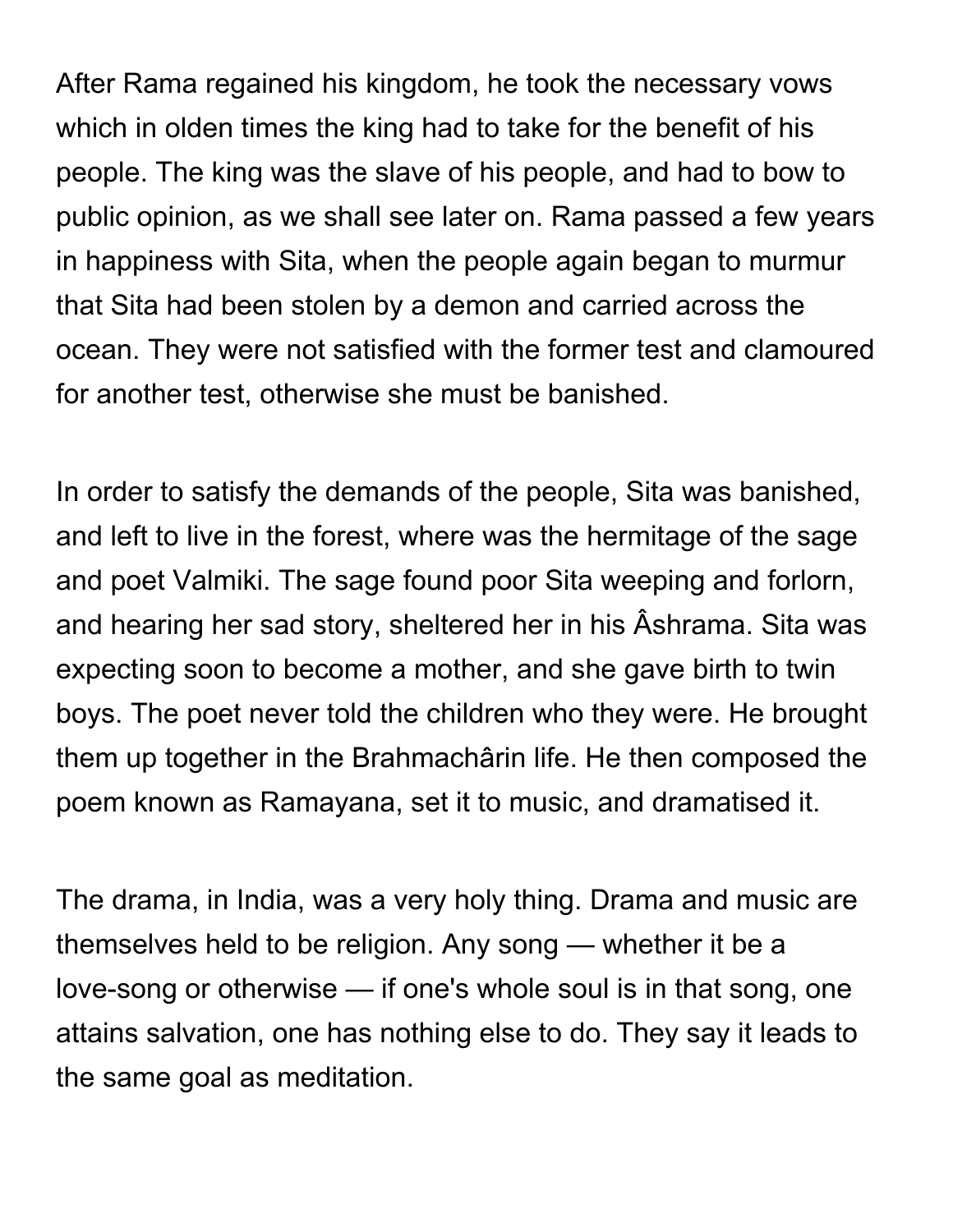After Rama regained his kingdom, he took the necessary vows which in olden times the king had to take for the benefit of his people. The king was the slave of his people, and had to bow to public opinion, as we shall see later on. Rama passed a few years in happiness with Sita, when the people again began to murmur that Sita had been stolen by a demon and carried across the ocean. They were not satisfied with the former test and clamoured for another test, otherwise she must be banished.

In order to satisfy the demands of the people, Sita was banished, and left to live in the forest, where was the hermitage of the sage and poet Valmiki. The sage found poor Sita weeping and forlorn, and hearing her sad story, sheltered her in his Âshrama. Sita was expecting soon to become a mother, and she gave birth to twin boys. The poet never told the children who they were. He brought them up together in the Brahmachârin life. He then composed the poem known as Ramayana, set it to music, and dramatised it.

The drama, in India, was a very holy thing. Drama and music are themselves held to be religion. Any song — whether it be a love-song or otherwise — if one's whole soul is in that song, one attains salvation, one has nothing else to do. They say it leads to the same goal as meditation.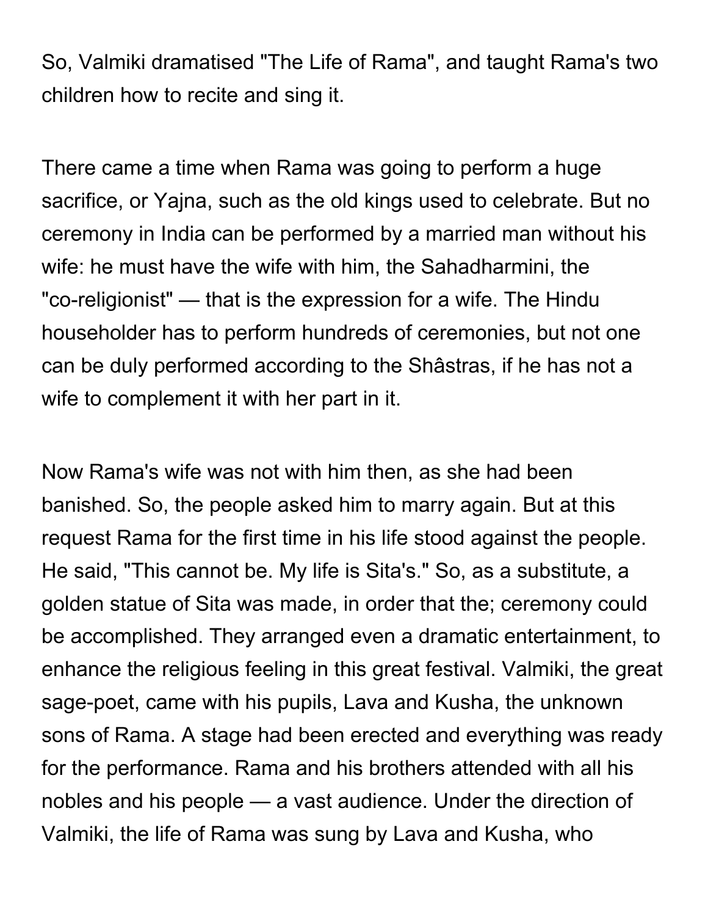So, Valmiki dramatised "The Life of Rama", and taught Rama's two children how to recite and sing it.

There came a time when Rama was going to perform a huge sacrifice, or Yajna, such as the old kings used to celebrate. But no ceremony in India can be performed by a married man without his wife: he must have the wife with him, the Sahadharmini, the "co-religionist" — that is the expression for a wife. The Hindu householder has to perform hundreds of ceremonies, but not one can be duly performed according to the Shâstras, if he has not a wife to complement it with her part in it.

Now Rama's wife was not with him then, as she had been banished. So, the people asked him to marry again. But at this request Rama for the first time in his life stood against the people. He said, "This cannot be. My life is Sita's." So, as a substitute, a golden statue of Sita was made, in order that the; ceremony could be accomplished. They arranged even a dramatic entertainment, to enhance the religious feeling in this great festival. Valmiki, the great sage-poet, came with his pupils, Lava and Kusha, the unknown sons of Rama. A stage had been erected and everything was ready for the performance. Rama and his brothers attended with all his nobles and his people — a vast audience. Under the direction of Valmiki, the life of Rama was sung by Lava and Kusha, who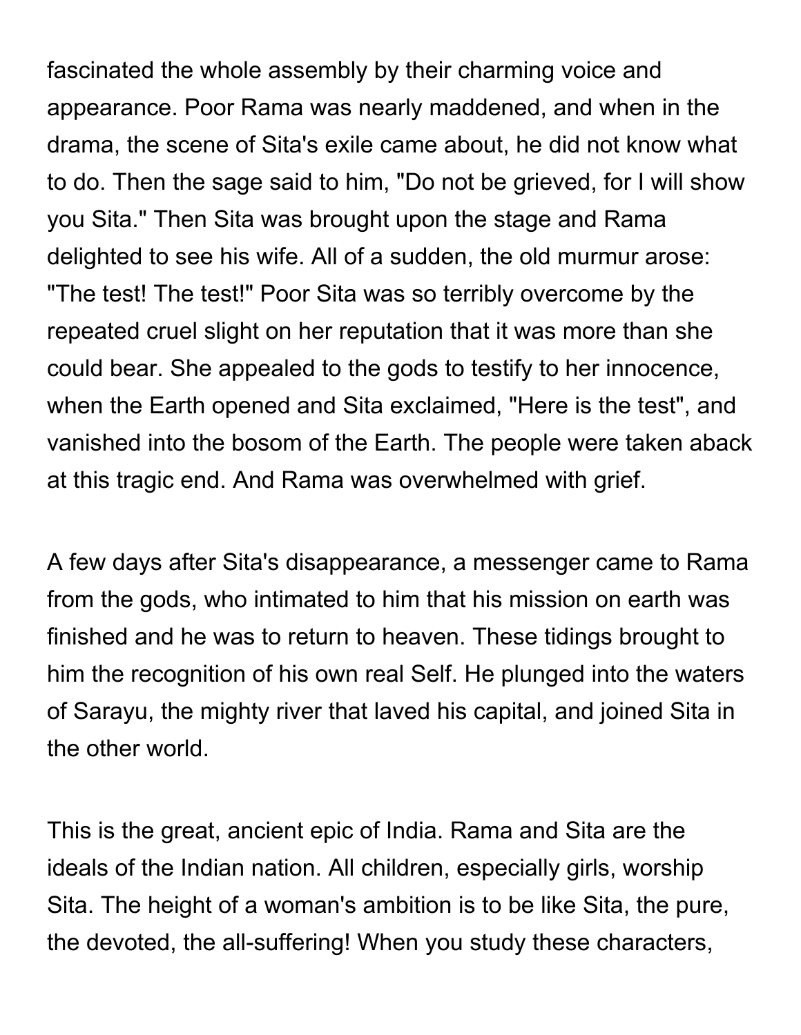fascinated the whole assembly by their charming voice and appearance. Poor Rama was nearly maddened, and when in the drama, the scene of Sita's exile came about, he did not know what to do. Then the sage said to him, "Do not be grieved, for I will show you Sita." Then Sita was brought upon the stage and Rama delighted to see his wife. All of a sudden, the old murmur arose: "The test! The test!" Poor Sita was so terribly overcome by the repeated cruel slight on her reputation that it was more than she could bear. She appealed to the gods to testify to her innocence, when the Earth opened and Sita exclaimed, "Here is the test", and vanished into the bosom of the Earth. The people were taken aback at this tragic end. And Rama was overwhelmed with grief.

A few days after Sita's disappearance, a messenger came to Rama from the gods, who intimated to him that his mission on earth was finished and he was to return to heaven. These tidings brought to him the recognition of his own real Self. He plunged into the waters of Sarayu, the mighty river that laved his capital, and joined Sita in the other world.

This is the great, ancient epic of India. Rama and Sita are the ideals of the Indian nation. All children, especially girls, worship Sita. The height of a woman's ambition is to be like Sita, the pure, the devoted, the all-suffering! When you study these characters,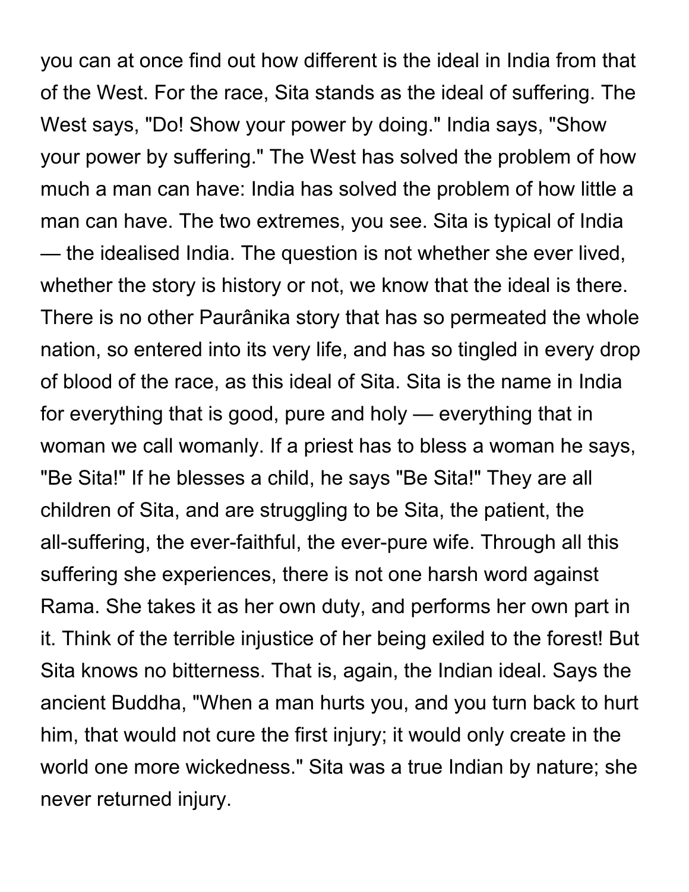you can at once find out how different is the ideal in India from that of the West. For the race, Sita stands as the ideal of suffering. The West says, "Do! Show your power by doing." India says, "Show your power by suffering." The West has solved the problem of how much a man can have: India has solved the problem of how little a man can have. The two extremes, you see. Sita is typical of India — the idealised India. The question is not whether she ever lived, whether the story is history or not, we know that the ideal is there. There is no other Paurânika story that has so permeated the whole nation, so entered into its very life, and has so tingled in every drop of blood of the race, as this ideal of Sita. Sita is the name in India for everything that is good, pure and holy — everything that in woman we call womanly. If a priest has to bless a woman he says, "Be Sita!" If he blesses a child, he says "Be Sita!" They are all children of Sita, and are struggling to be Sita, the patient, the all-suffering, the ever-faithful, the ever-pure wife. Through all this suffering she experiences, there is not one harsh word against Rama. She takes it as her own duty, and performs her own part in it. Think of the terrible injustice of her being exiled to the forest! But Sita knows no bitterness. That is, again, the Indian ideal. Says the ancient Buddha, "When a man hurts you, and you turn back to hurt him, that would not cure the first injury; it would only create in the world one more wickedness." Sita was a true Indian by nature; she never returned injury.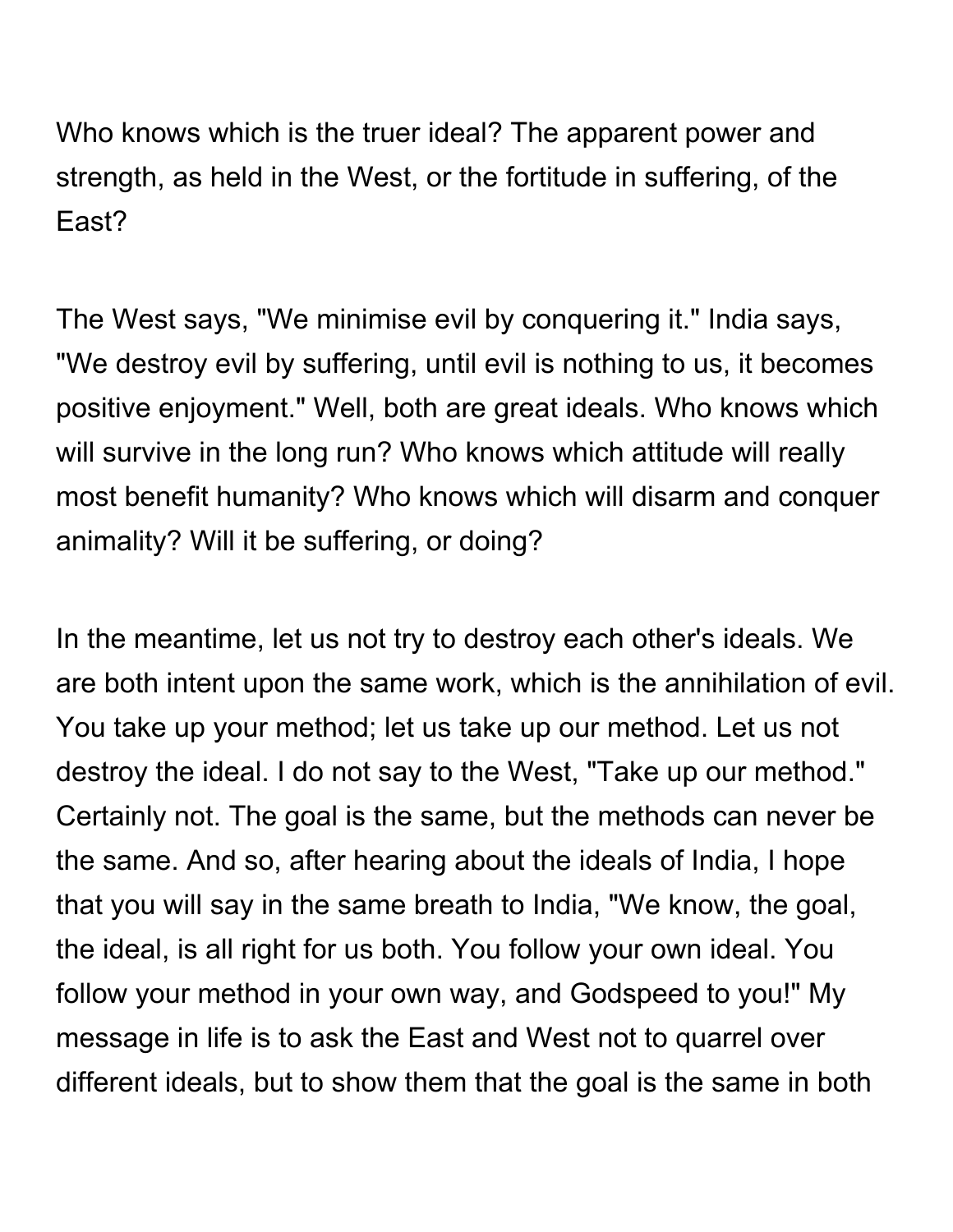Who knows which is the truer ideal? The apparent power and strength, as held in the West, or the fortitude in suffering, of the East?

The West says, "We minimise evil by conquering it." India says, "We destroy evil by suffering, until evil is nothing to us, it becomes positive enjoyment." Well, both are great ideals. Who knows which will survive in the long run? Who knows which attitude will really most benefit humanity? Who knows which will disarm and conquer animality? Will it be suffering, or doing?

In the meantime, let us not try to destroy each other's ideals. We are both intent upon the same work, which is the annihilation of evil. You take up your method; let us take up our method. Let us not destroy the ideal. I do not say to the West, "Take up our method." Certainly not. The goal is the same, but the methods can never be the same. And so, after hearing about the ideals of India, I hope that you will say in the same breath to India, "We know, the goal, the ideal, is all right for us both. You follow your own ideal. You follow your method in your own way, and Godspeed to you!" My message in life is to ask the East and West not to quarrel over different ideals, but to show them that the goal is the same in both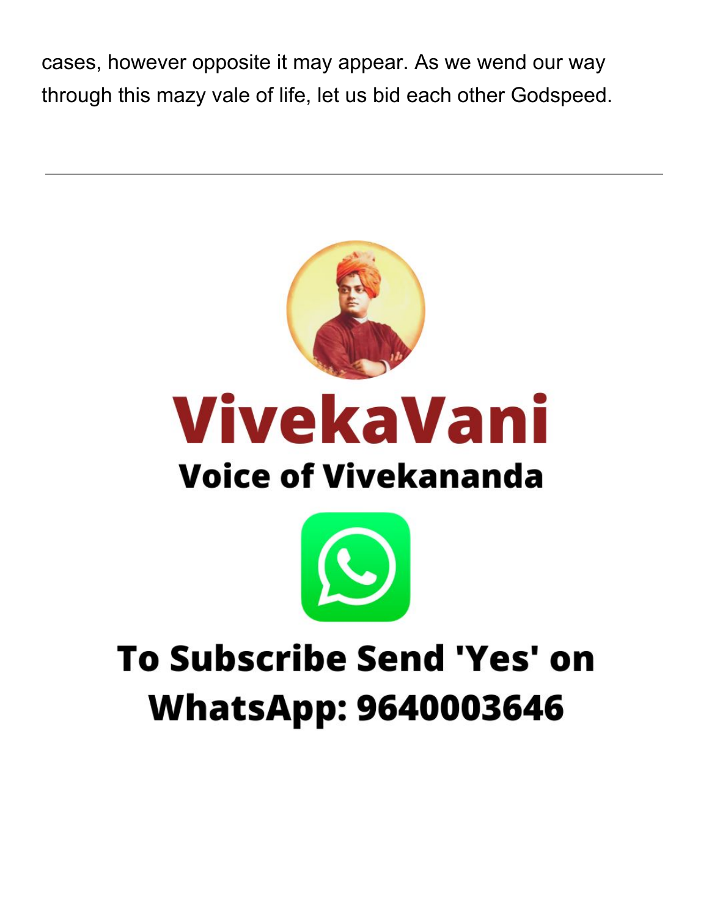cases, however opposite it may appear. As we wend our way through this mazy vale of life, let us bid each other Godspeed.

---

# VivekaVani

## Voice of Vivekananda

## To Subscribe Send 'Yes' on WhatsApp: 9640003646